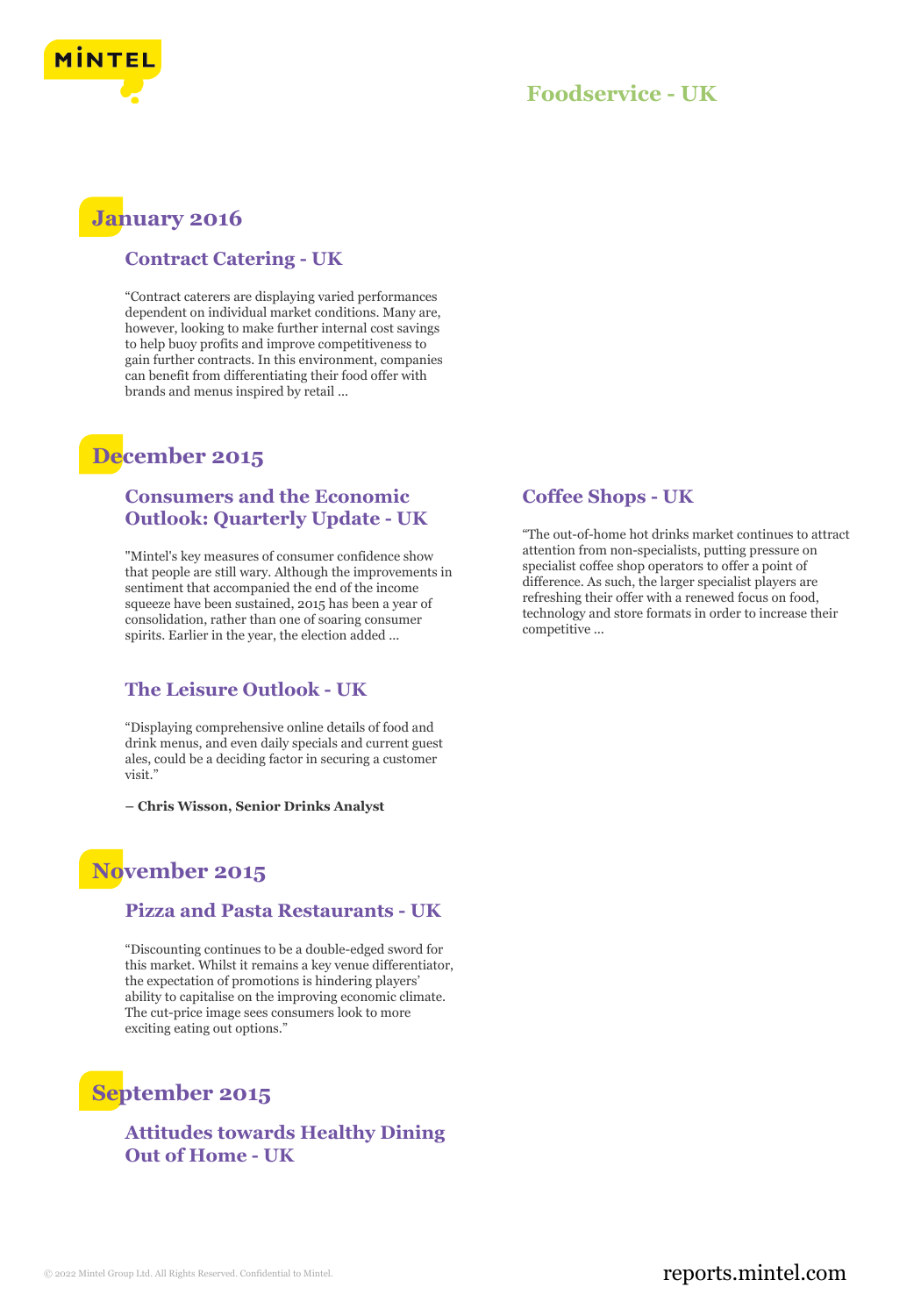# Foodservice - UK

## January 2016

### Contract Catering - UK

"Contract caterers are displaying varied performances dependent on individual market conditions. Many are, however, looking to make further internal cost savings to help buoy profits and improve competitiveness to gain further contracts. In this environment, companies can benefit from differentiating their food offer with brands and menus inspired by retail ...

## December 2015

### Consumers and the Economic Outlook: Quarterly Update - UK

"Mintel's key measures of consumer confidence show that people are still wary. Although the improvements in sentiment that accompanied the end of the income squeeze have been sustained, 2015 has been a year of consolidation, rather than one of soaring consumer spirits. Earlier in the year, the election added ...

### The Leisure Outlook - UK

"Displaying comprehensive online details of food and drink menus, and even daily specials and current guest ales, could be a deciding factor in securing a customer visit."

**– Chris Wisson, Senior Drinks Analyst**

### Coffee Shops - UK

"The out-of-home hot drinks market continues to attract attention from non-specialists, putting pressure on specialist coffee shop operators to offer a point of difference. As such, the larger specialist players are refreshing their offer with a renewed focus on food, technology and store formats in order to increase their competitive ...

## November 2015

### Pizza and Pasta Restaurants - UK

"Discounting continues to be a double-edged sword for this market. Whilst it remains a key venue differentiator, the expectation of promotions is hindering players' ability to capitalise on the improving economic climate. The cut-price image sees consumers look to more exciting eating out options."

## September 2015

### Attitudes towards Healthy Dining Out of Home - UK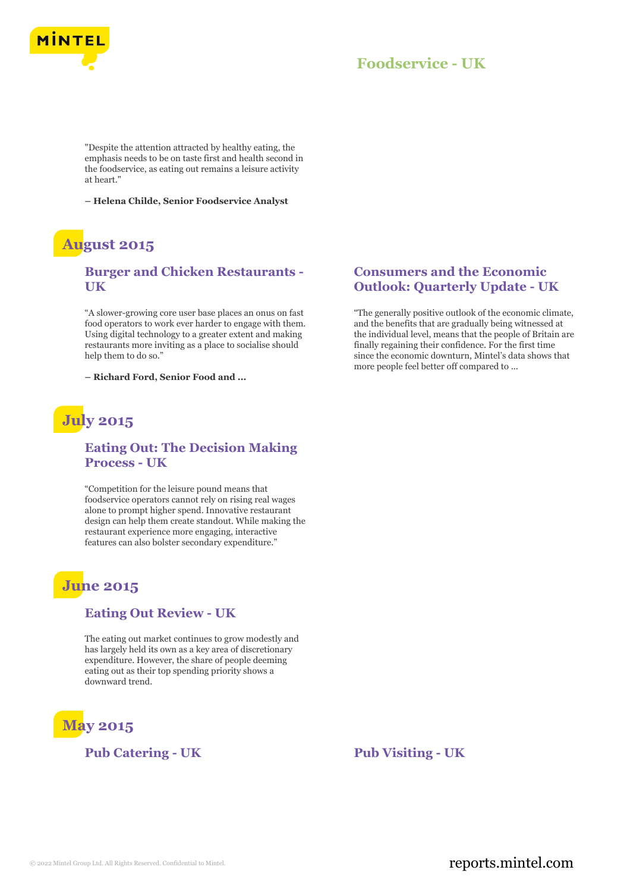"Despite the attention attracted by healthy eating, the emphasis needs to be on taste first and health second in the foodservice, as eating out remains a leisure activity at heart."

**– Helena Childe, Senior Foodservice Analyst**

## August 2015

### Burger and Chicken Restaurants - UK

"A slower-growing core user base places an onus on fast food operators to work ever harder to engage with them. Using digital technology to a greater extent and making restaurants more inviting as a place to socialise should help them to do so."

**– Richard Ford, Senior Food and ...**

### Consumers and the Economic Outlook: Quarterly Update - UK

"The generally positive outlook of the economic climate, and the benefits that are gradually being witnessed at the individual level, means that the people of Britain are finally regaining their confidence. For the first time since the economic downturn, Mintel's data shows that more people feel better off compared to ...

## July 2015

### Eating Out: The Decision Making Process - UK

"Competition for the leisure pound means that foodservice operators cannot rely on rising real wages alone to prompt higher spend. Innovative restaurant design can help them create standout. While making the restaurant experience more engaging, interactive features can also bolster secondary expenditure."

## June 2015

### Eating Out Review - UK

The eating out market continues to grow modestly and has largely held its own as a key area of discretionary expenditure. However, the share of people deeming eating out as their top spending priority shows a downward trend.

## May 2015

### Pub Catering - UK

### Pub Visiting - UK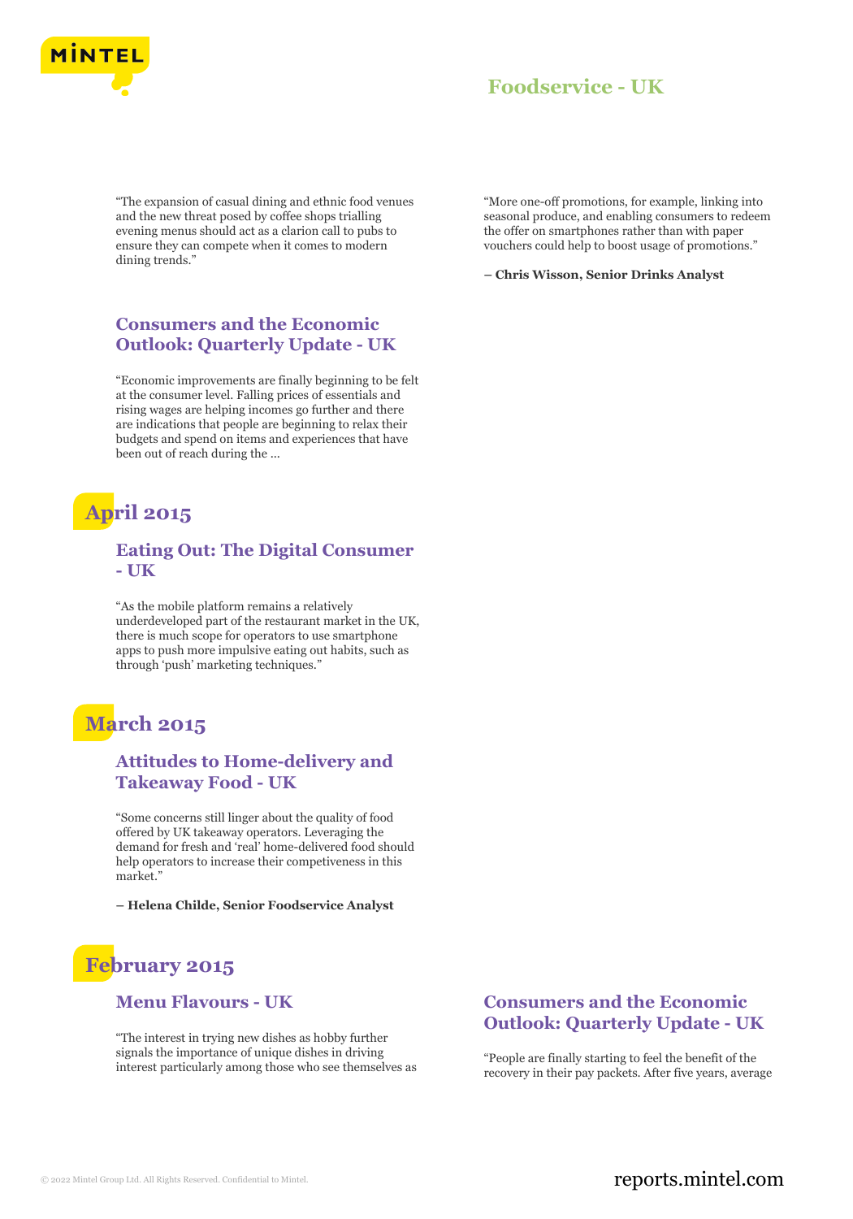"The expansion of casual dining and ethnic food venues and the new threat posed by coffee shops trialling evening menus should act as a clarion call to pubs to ensure they can compete when it comes to modern dining trends."

### Consumers and the Economic Outlook: Quarterly Update - UK

"Economic improvements are finally beginning to be felt at the consumer level. Falling prices of essentials and rising wages are helping incomes go further and there are indications that people are beginning to relax their budgets and spend on items and experiences that have been out of reach during the ...

"More one-off promotions, for example, linking into seasonal produce, and enabling consumers to redeem the offer on smartphones rather than with paper vouchers could help to boost usage of promotions."

**– Chris Wisson, Senior Drinks Analyst**

## April 2015

### Eating Out: The Digital Consumer - UK

"As the mobile platform remains a relatively underdeveloped part of the restaurant market in the UK, there is much scope for operators to use smartphone apps to push more impulsive eating out habits, such as through 'push' marketing techniques."

## March 2015

### Attitudes to Home-delivery and Takeaway Food - UK

"Some concerns still linger about the quality of food offered by UK takeaway operators. Leveraging the demand for fresh and 'real' home-delivered food should help operators to increase their competiveness in this market."

**– Helena Childe, Senior Foodservice Analyst**

## February 2015

### Menu Flavours - UK

"The interest in trying new dishes as hobby further signals the importance of unique dishes in driving interest particularly among those who see themselves as

### Consumers and the Economic Outlook: Quarterly Update - UK

"People are finally starting to feel the benefit of the recovery in their pay packets. After five years, average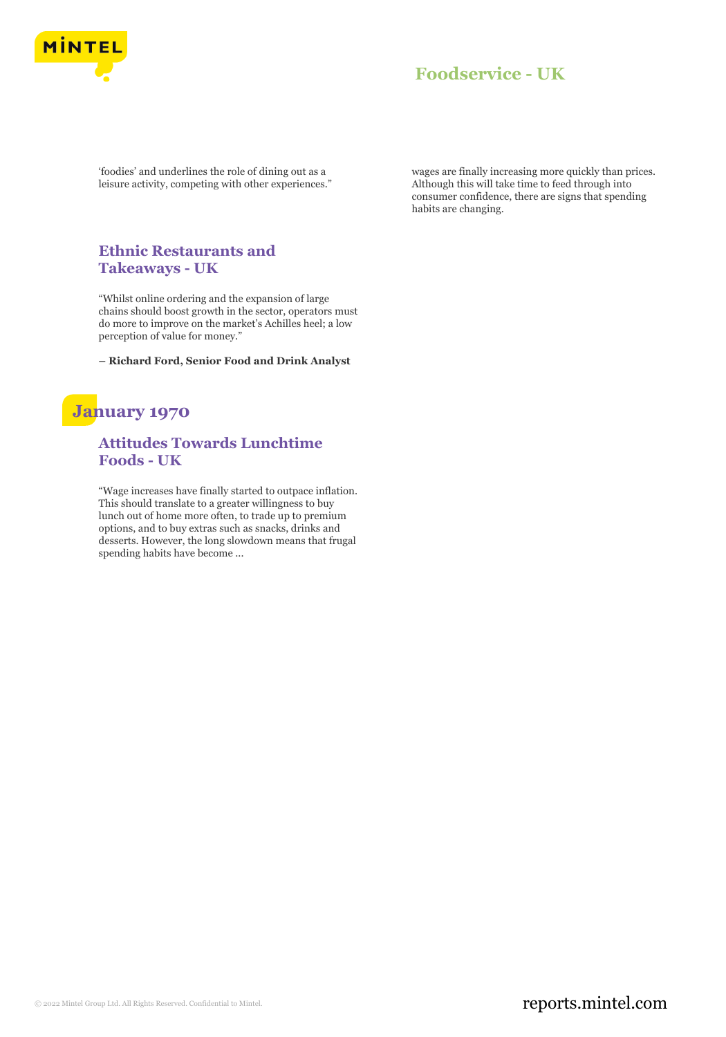'foodies' and underlines the role of dining out as a leisure activity, competing with other experiences."

### Ethnic Restaurants and Takeaways - UK

"Whilst online ordering and the expansion of large chains should boost growth in the sector, operators must do more to improve on the market's Achilles heel; a low perception of value for money."

**– Richard Ford, Senior Food and Drink Analyst**

## January 1970

### Attitudes Towards Lunchtime Foods - UK

"Wage increases have finally started to outpace inflation. This should translate to a greater willingness to buy lunch out of home more often, to trade up to premium options, and to buy extras such as snacks, drinks and desserts. However, the long slowdown means that frugal spending habits have become ...

### Foodservice - UK

wages are finally increasing more quickly than prices. Although this will take time to feed through into consumer confidence, there are signs that spending habits are changing.